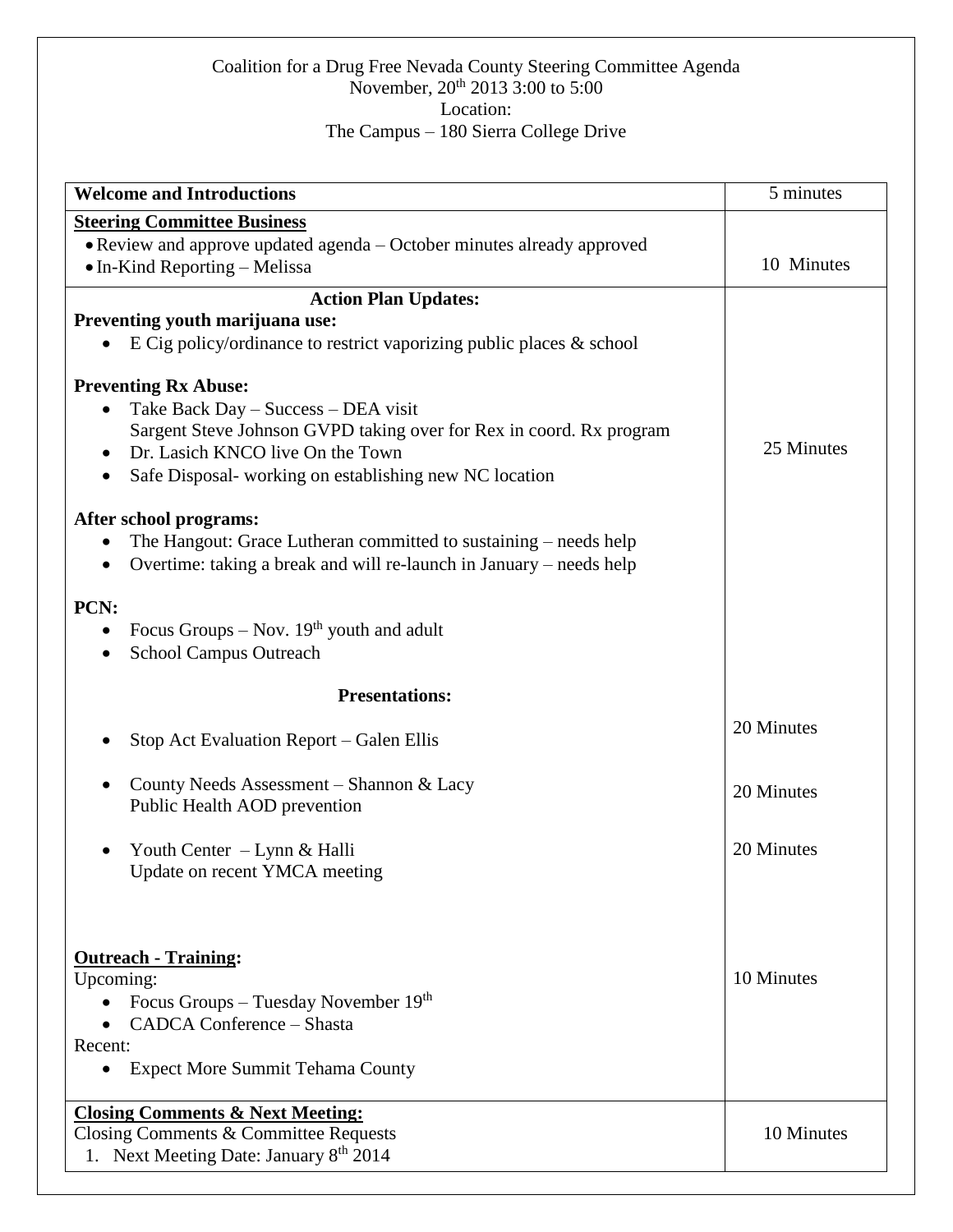Coalition for a Drug Free Nevada County Steering Committee Agenda
November, 20th 2013 3:00 to 5:00
Location:
The Campus – 180 Sierra College Drive

| **Welcome and Introductions** | 5 minutes |
|---|---|
| **Steering Committee Business**<br>• Review and approve updated agenda – October minutes already approved<br>• In-Kind Reporting – Melissa | 10 Minutes |
| **Action Plan Updates:**<br>**Preventing youth marijuana use:**<br>• E Cig policy/ordinance to restrict vaporizing public places & school<br><br>**Preventing Rx Abuse:**<br>• Take Back Day – Success – DEA visit<br>Sargent Steve Johnson GVPD taking over for Rex in coord. Rx program<br>• Dr. Lasich KNCO live On the Town<br>• Safe Disposal- working on establishing new NC location<br><br>**After school programs:**<br>• The Hangout: Grace Lutheran committed to sustaining – needs help<br>• Overtime: taking a break and will re-launch in January – needs help<br><br>**PCN:**<br>• Focus Groups – Nov. 19th youth and adult<br>• School Campus Outreach | 25 Minutes |
| **Presentations:** | |
| • Stop Act Evaluation Report – Galen Ellis | 20 Minutes |
| • County Needs Assessment – Shannon & Lacy<br>Public Health AOD prevention | 20 Minutes |
| • Youth Center – Lynn & Halli<br>Update on recent YMCA meeting | 20 Minutes |
| **Outreach - Training:**<br>Upcoming:<br>• Focus Groups – Tuesday November 19th<br>• CADCA Conference – Shasta<br>Recent:<br>• Expect More Summit Tehama County | 10 Minutes |
| **Closing Comments & Next Meeting:**<br>Closing Comments & Committee Requests<br>1. Next Meeting Date: January 8th 2014 | 10 Minutes |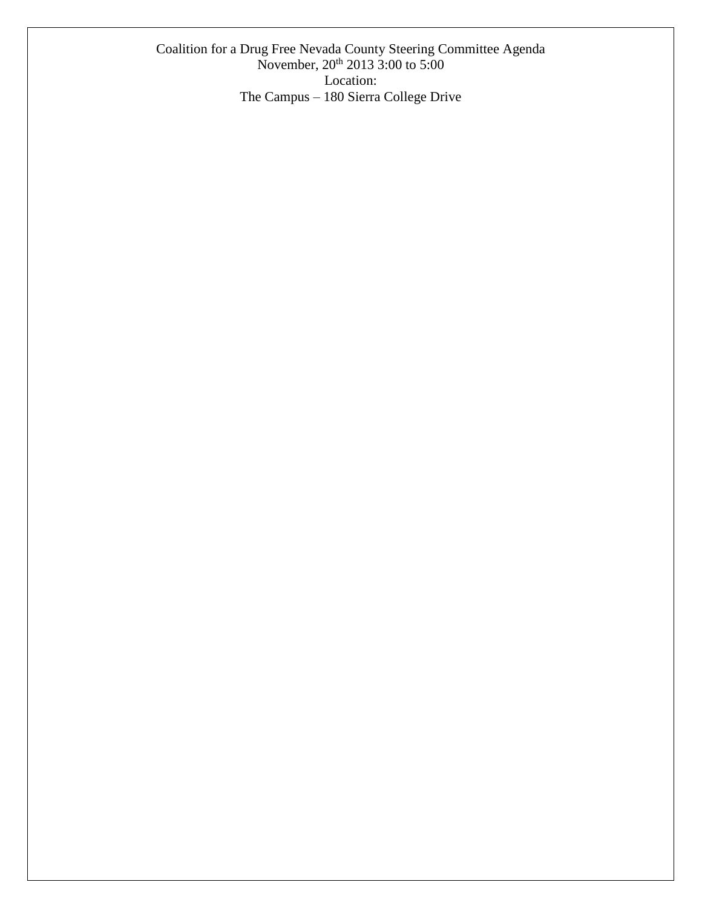Coalition for a Drug Free Nevada County Steering Committee Agenda
November, 20th 2013 3:00 to 5:00
Location:
The Campus – 180 Sierra College Drive